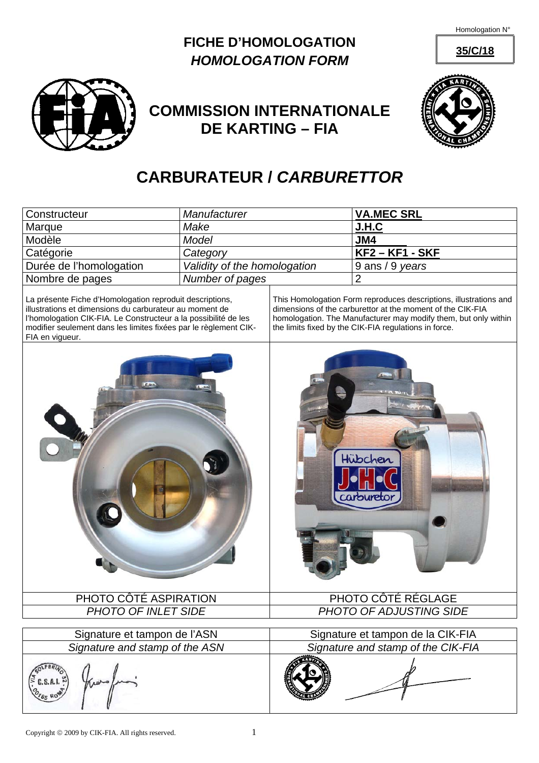Homologation N° **35/C/18**

# FICHE D'HOMOLOGATION
## *HOMOLOGATION FORM*

## COMMISSION INTERNATIONALE DE KARTING – FIA

# CARBURATEUR / *CARBURETTOR*

| Constructeur | *Manufacturer* | **VA.MEC SRL** |
|---|---|---|
| Marque | *Make* | **J.H.C** |
| Modèle | *Model* | **JM4** |
| Catégorie | *Category* | **KF2 – KF1 - SKF** |
| Durée de l'homologation | *Validity of the homologation* | 9 ans / 9 *years* |
| Nombre de pages | *Number of pages* | 2 |

La présente Fiche d'Homologation reproduit descriptions, illustrations et dimensions du carburateur au moment de l'homologation CIK-FIA. Le Constructeur a la possibilité de les modifier seulement dans les limites fixées par le règlement CIK-FIA en vigueur.

This Homologation Form reproduces descriptions, illustrations and dimensions of the carburettor at the moment of the CIK-FIA homologation. The Manufacturer may modify them, but only within the limits fixed by the CIK-FIA regulations in force.

| PHOTO CÔTÉ ASPIRATION | PHOTO CÔTÉ RÉGLAGE |
|---|---|
| *PHOTO OF INLET SIDE* | *PHOTO OF ADJUSTING SIDE* |

| Signature et tampon de l'ASN | Signature et tampon de la CIK-FIA |
|---|---|
| *Signature and stamp of the ASN* | *Signature and stamp of the CIK-FIA* |
| VIA SOLFERINO 32 C.S.A.I. 00185 ROMA | |

Copyright © 2009 by CIK-FIA. All rights reserved.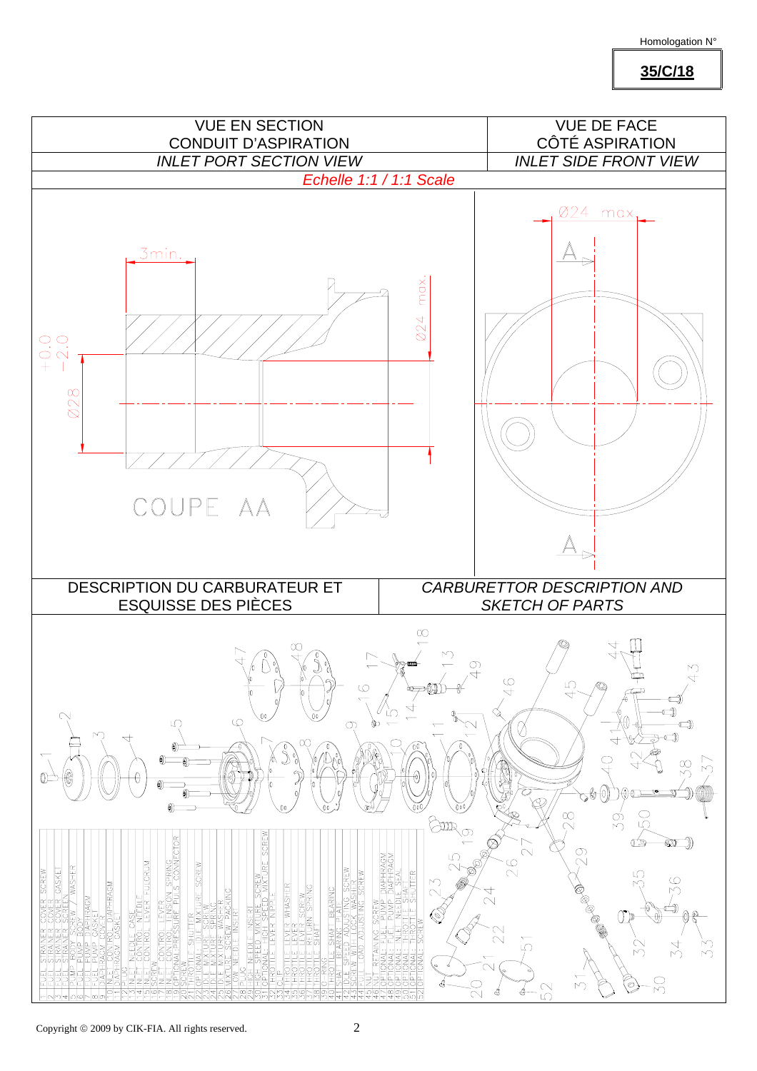Homologation N°

**35/C/18**

| VUE EN SECTION CONDUIT D'ASPIRATION | VUE DE FACE CÔTÉ ASPIRATION |
|---|---|
| *INLET PORT SECTION VIEW* | *INLET SIDE FRONT VIEW* |

*Echelle 1:1 / 1:1 Scale*

3min.

Ø24 max.

Ø28 +0.0 −2.0

COUPE AA

Ø24 max

A

A

| DESCRIPTION DU CARBURATEUR ET ESQUISSE DES PIÈCES | *CARBURETTOR DESCRIPTION AND SKETCH OF PARTS* |
|---|---|

| | |
|---|---|
| 1 | FUEL STRAINER COVER SCREW |
| 2 | FUEL STRAINER COVER GASKET |
| 3 | FUEL STRAINER COVER |
| 4 | FUEL STRAINER SCREEN |
| 5 | PUMP BODY SCREW / WASHER |
| 6 | FUEL PUMP BODY |
| 7 | FUEL PUMP DIAPHRAGM |
| 8 | FUEL PUMP GASKET |
| 9 | DIAPHRAGM COVER |
| 10 | INLET CONTROL DIAPHRAGM |
| 11 | DIAPHRAGM GASKET |
| 12 | PLUG |
| 13 | INLET NEEDLE CASE |
| 14 | INLET CONTROL NEEDLE |
| 15 | INLET CONTROL LEVER FULCRUM |
| 16 | SCREW |
| 17 | INLET CONTROL LEVER |
| 18 | INLET CONTROL TENSION SPRING |
| 19 | OPTIONAL PRESSURE PULS CONNECTOR |
| 20 | SCREW |
| 21 | THROTTLE SHUTTER |
| 22 | OPTIONAL MIXTURE SCREW |
| 23 | IDLE MIXTURE SCREW |
| 24 | IDLE MIXTURE SPRING |
| 25 | IDLE MIXTURE WASHER |
| 26 | MIXTURE SCREW PACKING |
| 27 | LOW NEEDLE INSERT |
| 28 | PLUG |
| 29 | HIGH NEEDLE INSERT |
| 30 | HIGH SPEED MIXTURE SCREW |
| 31 | OPTIONAL HIGH SPEED MIXTURE SCREW |
| 32 | THROTTLE LEVER NIPPLE |
| 33 | CLIP |
| 34 | THROTTLE LEVER WHASHER |
| 35 | THROTTLE LEVER |
| 36 | THROTTLE LEVER SCREW |
| 37 | THROTTLE RETURN SPRING |
| 38 | THROTTLE SHAFT |
| 39 | O RING |
| 40 | THROTTLE SHAFT BEARING |
| 41 | BEARING PLATE |
| 42 | IDLE SPEED ADJUSTING SCREW |
| 43 | SCREW WITH LOCK WASHER |
| 44 | FULL LOAD ADJUSTING SCREW |
| 45 | NUT |
| 46 | NUT RETAINING SCREW |
| 47 | OPTIONAL FUEL PUMP DIAPHRAGM |
| 48 | OPTIONAL FUEL PUMP DIAPHRAGM |
| 49 | OPTIONAL INLET NEEDLE SEAL |
| 50 | OPTIONAL THROTTLE SHAFT |
| 51 | OPTIONAL THROTTLE SHUTTER |
| 52 | OPTIONAL SCREW |

Copyright © 2009 by CIK-FIA. All rights reserved.